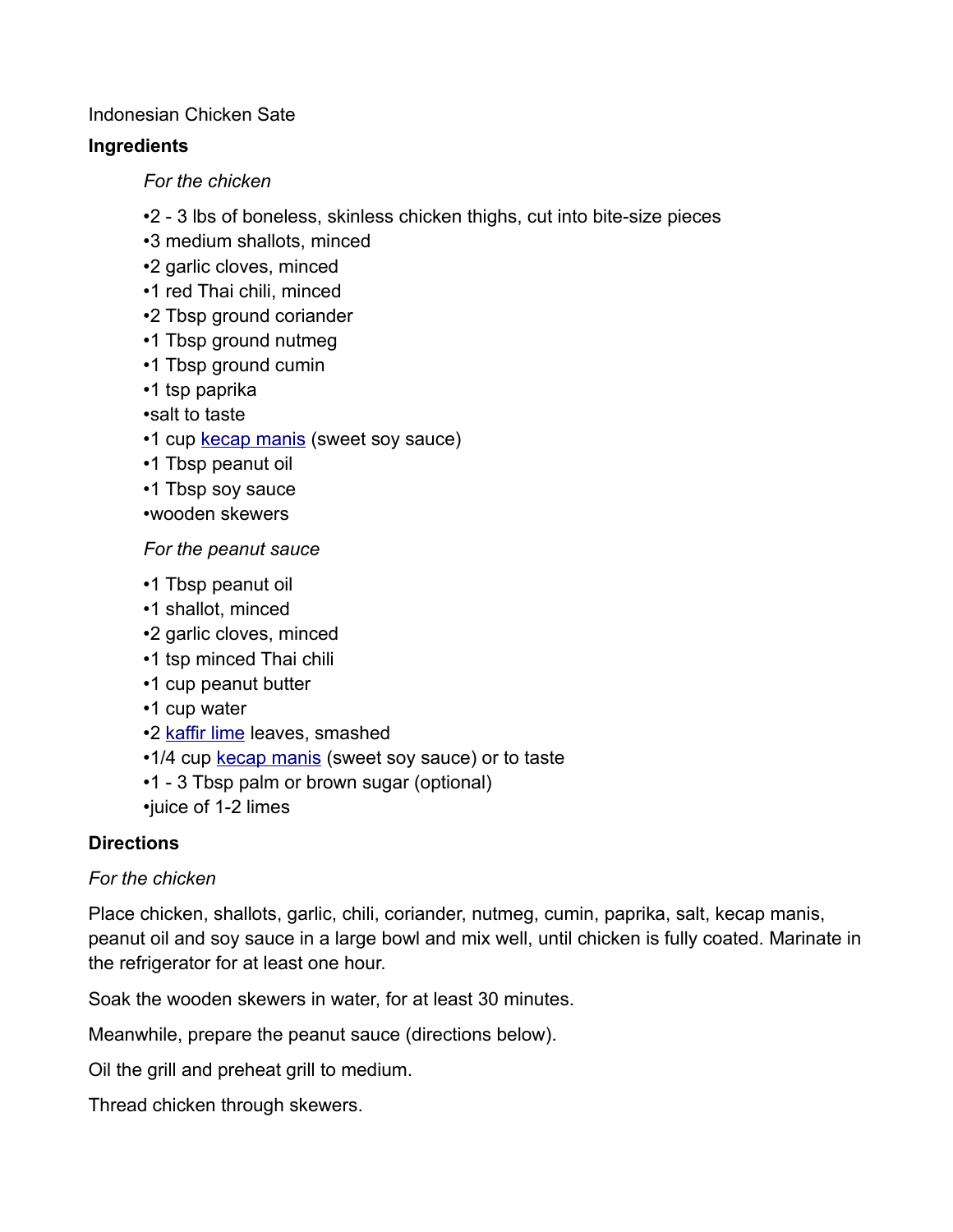Indonesian Chicken Sate

**Ingredients**

*For the chicken*

- 2 - 3 lbs of boneless, skinless chicken thighs, cut into bite-size pieces
- 3 medium shallots, minced
- 2 garlic cloves, minced
- 1 red Thai chili, minced
- 2 Tbsp ground coriander
- 1 Tbsp ground nutmeg
- 1 Tbsp ground cumin
- 1 tsp paprika
- salt to taste
- 1 cup kecap manis (sweet soy sauce)
- 1 Tbsp peanut oil
- 1 Tbsp soy sauce
- wooden skewers

*For the peanut sauce*

- 1 Tbsp peanut oil
- 1 shallot, minced
- 2 garlic cloves, minced
- 1 tsp minced Thai chili
- 1 cup peanut butter
- 1 cup water
- 2 kaffir lime leaves, smashed
- 1/4 cup kecap manis (sweet soy sauce) or to taste
- 1 - 3 Tbsp palm or brown sugar (optional)
- juice of 1-2 limes

**Directions**

*For the chicken*

Place chicken, shallots, garlic, chili, coriander, nutmeg, cumin, paprika, salt, kecap manis, peanut oil and soy sauce in a large bowl and mix well, until chicken is fully coated. Marinate in the refrigerator for at least one hour.

Soak the wooden skewers in water, for at least 30 minutes.

Meanwhile, prepare the peanut sauce (directions below).

Oil the grill and preheat grill to medium.

Thread chicken through skewers.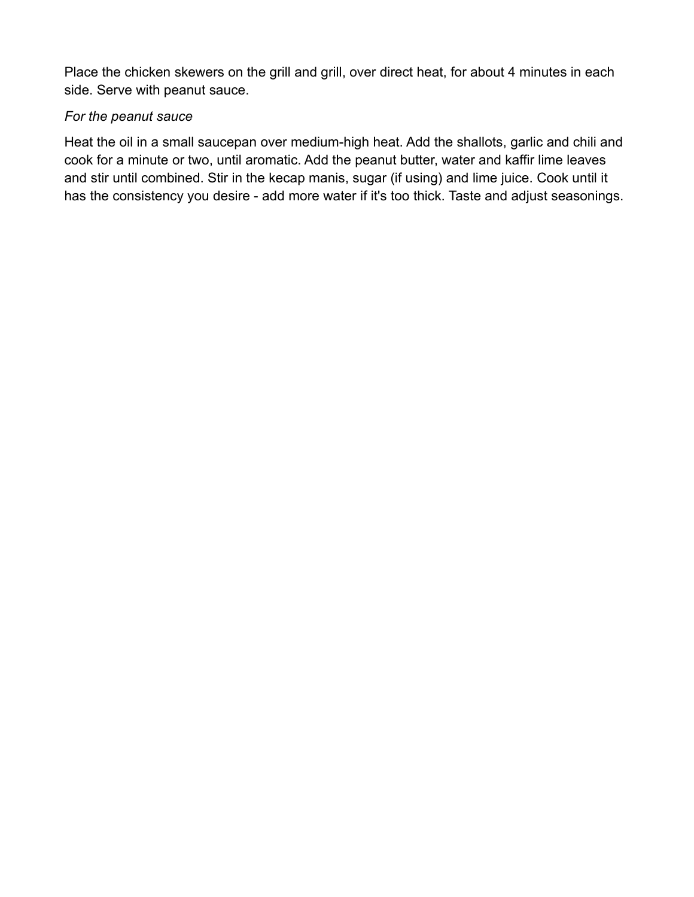Place the chicken skewers on the grill and grill, over direct heat, for about 4 minutes in each side. Serve with peanut sauce.

*For the peanut sauce*

Heat the oil in a small saucepan over medium-high heat. Add the shallots, garlic and chili and cook for a minute or two, until aromatic. Add the peanut butter, water and kaffir lime leaves and stir until combined. Stir in the kecap manis, sugar (if using) and lime juice. Cook until it has the consistency you desire - add more water if it's too thick. Taste and adjust seasonings.